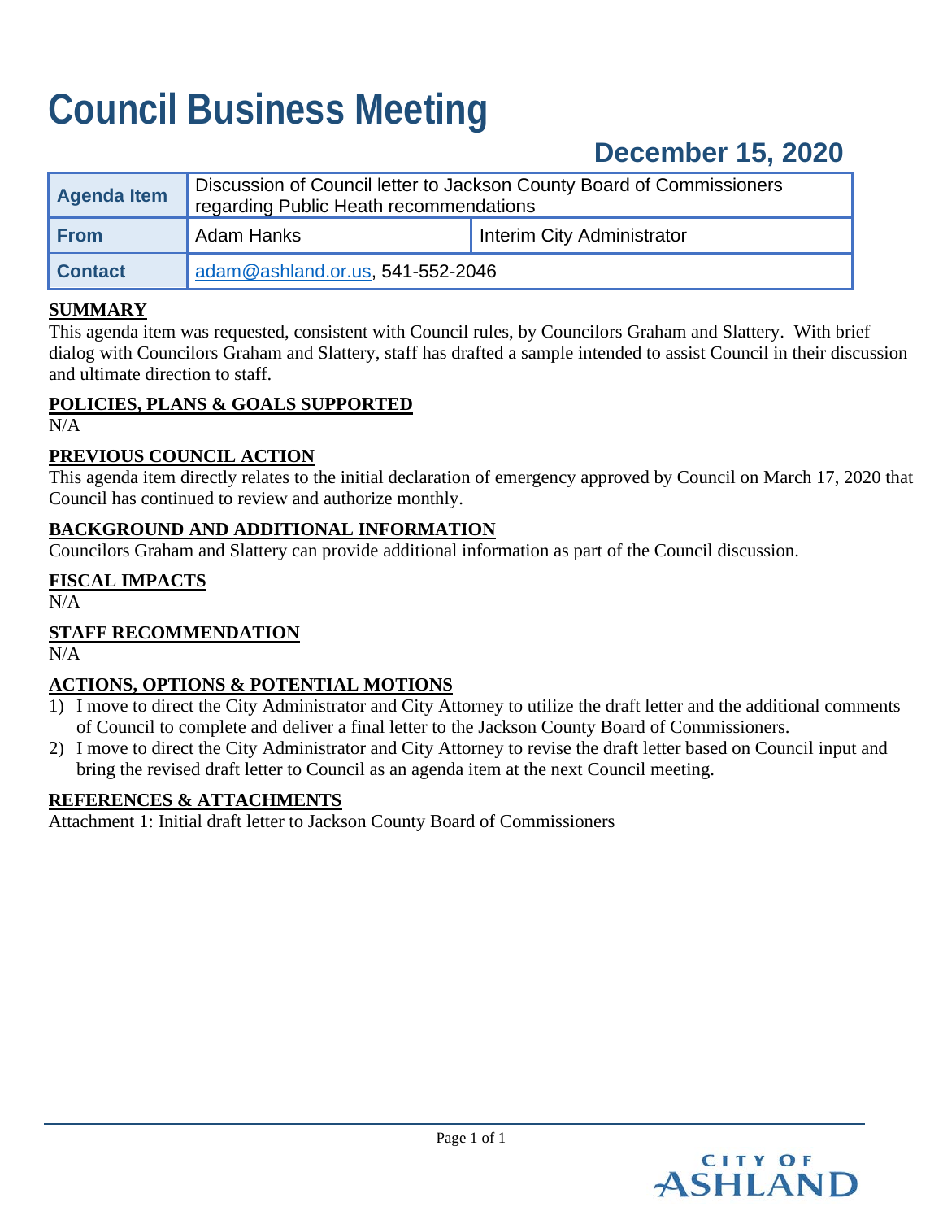# Council Business Meeting

## December 15, 2020

| Agenda Item | Discussion of Council letter to Jackson County Board of Commissioners regarding Public Heath recommendations | |
|---|---|---|
| From | Adam Hanks | Interim City Administrator |
| Contact | adam@ashland.or.us, 541-552-2046 | |

**SUMMARY**

This agenda item was requested, consistent with Council rules, by Councilors Graham and Slattery. With brief dialog with Councilors Graham and Slattery, staff has drafted a sample intended to assist Council in their discussion and ultimate direction to staff.

**POLICIES, PLANS & GOALS SUPPORTED**

N/A

**PREVIOUS COUNCIL ACTION**

This agenda item directly relates to the initial declaration of emergency approved by Council on March 17, 2020 that Council has continued to review and authorize monthly.

**BACKGROUND AND ADDITIONAL INFORMATION**

Councilors Graham and Slattery can provide additional information as part of the Council discussion.

**FISCAL IMPACTS**

N/A

**STAFF RECOMMENDATION**

N/A

**ACTIONS, OPTIONS & POTENTIAL MOTIONS**

1) I move to direct the City Administrator and City Attorney to utilize the draft letter and the additional comments of Council to complete and deliver a final letter to the Jackson County Board of Commissioners.
2) I move to direct the City Administrator and City Attorney to revise the draft letter based on Council input and bring the revised draft letter to Council as an agenda item at the next Council meeting.

**REFERENCES & ATTACHMENTS**

Attachment 1: Initial draft letter to Jackson County Board of Commissioners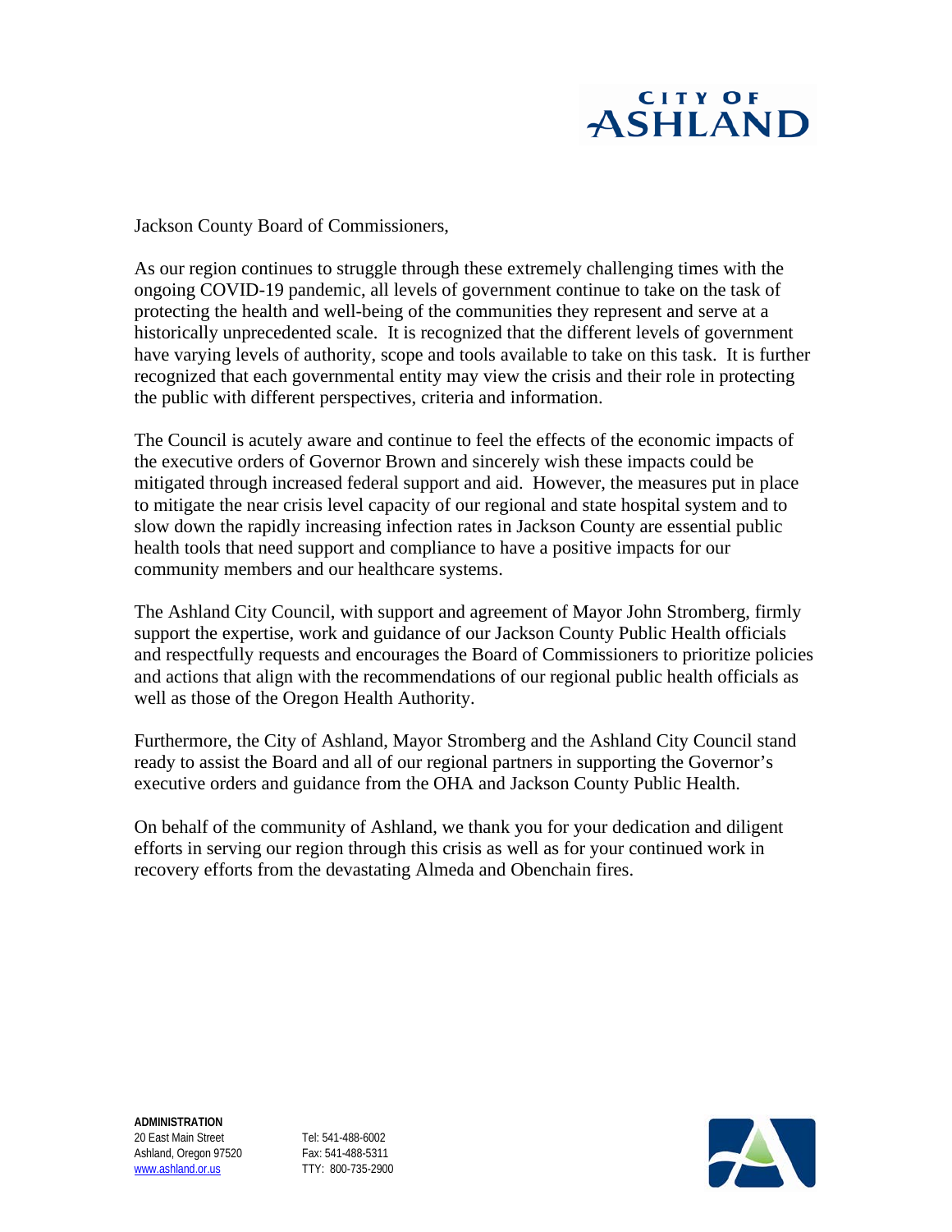Jackson County Board of Commissioners,

As our region continues to struggle through these extremely challenging times with the ongoing COVID-19 pandemic, all levels of government continue to take on the task of protecting the health and well-being of the communities they represent and serve at a historically unprecedented scale. It is recognized that the different levels of government have varying levels of authority, scope and tools available to take on this task. It is further recognized that each governmental entity may view the crisis and their role in protecting the public with different perspectives, criteria and information.

The Council is acutely aware and continue to feel the effects of the economic impacts of the executive orders of Governor Brown and sincerely wish these impacts could be mitigated through increased federal support and aid. However, the measures put in place to mitigate the near crisis level capacity of our regional and state hospital system and to slow down the rapidly increasing infection rates in Jackson County are essential public health tools that need support and compliance to have a positive impacts for our community members and our healthcare systems.

The Ashland City Council, with support and agreement of Mayor John Stromberg, firmly support the expertise, work and guidance of our Jackson County Public Health officials and respectfully requests and encourages the Board of Commissioners to prioritize policies and actions that align with the recommendations of our regional public health officials as well as those of the Oregon Health Authority.

Furthermore, the City of Ashland, Mayor Stromberg and the Ashland City Council stand ready to assist the Board and all of our regional partners in supporting the Governor's executive orders and guidance from the OHA and Jackson County Public Health.

On behalf of the community of Ashland, we thank you for your dedication and diligent efforts in serving our region through this crisis as well as for your continued work in recovery efforts from the devastating Almeda and Obenchain fires.